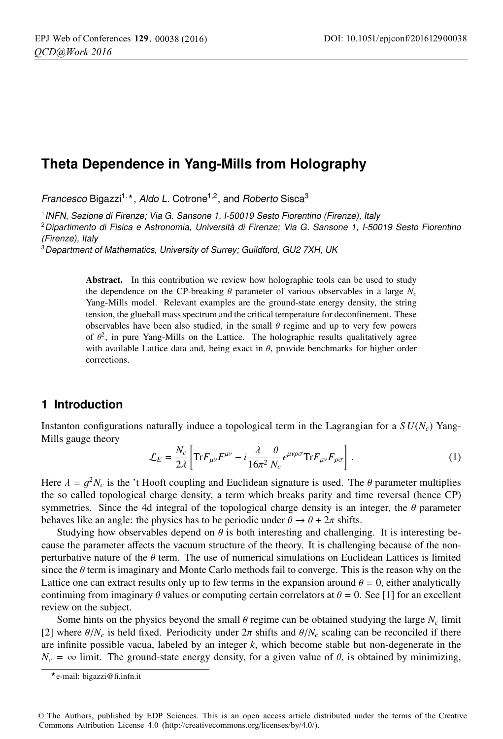# Theta Dependence in Yang-Mills from Holography

*Francesco* Bigazzi[1,⋆], *Aldo L.* Cotrone[1,2], and *Roberto* Sisca[3]

[1] *INFN, Sezione di Firenze; Via G. Sansone 1, I-50019 Sesto Fiorentino (Firenze), Italy*

[2] *Dipartimento di Fisica e Astronomia, Università di Firenze; Via G. Sansone 1, I-50019 Sesto Fiorentino (Firenze), Italy*

[3] *Department of Mathematics, University of Surrey; Guildford, GU2 7XH, UK*

**Abstract.** In this contribution we review how holographic tools can be used to study the dependence on the CP-breaking $\theta$ parameter of various observables in a large $N_c$ Yang-Mills model. Relevant examples are the ground-state energy density, the string tension, the glueball mass spectrum and the critical temperature for deconfinement. These observables have been also studied, in the small $\theta$ regime and up to very few powers of $\theta^2$, in pure Yang-Mills on the Lattice. The holographic results qualitatively agree with available Lattice data and, being exact in $\theta$, provide benchmarks for higher order corrections.

## 1 Introduction

Instanton configurations naturally induce a topological term in the Lagrangian for a $SU(N_c)$ Yang-Mills gauge theory

$$\mathcal{L}_E = \frac{N_c}{2\lambda}\left[\mathrm{Tr}F_{\mu\nu}F^{\mu\nu} - i\frac{\lambda}{16\pi^2}\frac{\theta}{N_c}\epsilon^{\mu\nu\rho\sigma}\mathrm{Tr}F_{\mu\nu}F_{\rho\sigma}\right]. \tag{1}$$

Here $\lambda = g^2 N_c$ is the 't Hooft coupling and Euclidean signature is used. The $\theta$ parameter multiplies the so called topological charge density, a term which breaks parity and time reversal (hence CP) symmetries. Since the 4d integral of the topological charge density is an integer, the $\theta$ parameter behaves like an angle: the physics has to be periodic under $\theta \to \theta + 2\pi$ shifts.

Studying how observables depend on $\theta$ is both interesting and challenging. It is interesting because the parameter affects the vacuum structure of the theory. It is challenging because of the non-perturbative nature of the $\theta$ term. The use of numerical simulations on Euclidean Lattices is limited since the $\theta$ term is imaginary and Monte Carlo methods fail to converge. This is the reason why on the Lattice one can extract results only up to few terms in the expansion around $\theta = 0$, either analytically continuing from imaginary $\theta$ values or computing certain correlators at $\theta = 0$. See [1] for an excellent review on the subject.

Some hints on the physics beyond the small $\theta$ regime can be obtained studying the large $N_c$ limit [2] where $\theta/N_c$ is held fixed. Periodicity under $2\pi$ shifts and $\theta/N_c$ scaling can be reconciled if there are infinite possible vacua, labeled by an integer $k$, which become stable but non-degenerate in the $N_c = \infty$ limit. The ground-state energy density, for a given value of $\theta$, is obtained by minimizing,

⋆e-mail: bigazzi@fi.infn.it

© The Authors, published by EDP Sciences. This is an open access article distributed under the terms of the Creative Commons Attribution License 4.0 (http://creativecommons.org/licenses/by/4.0/).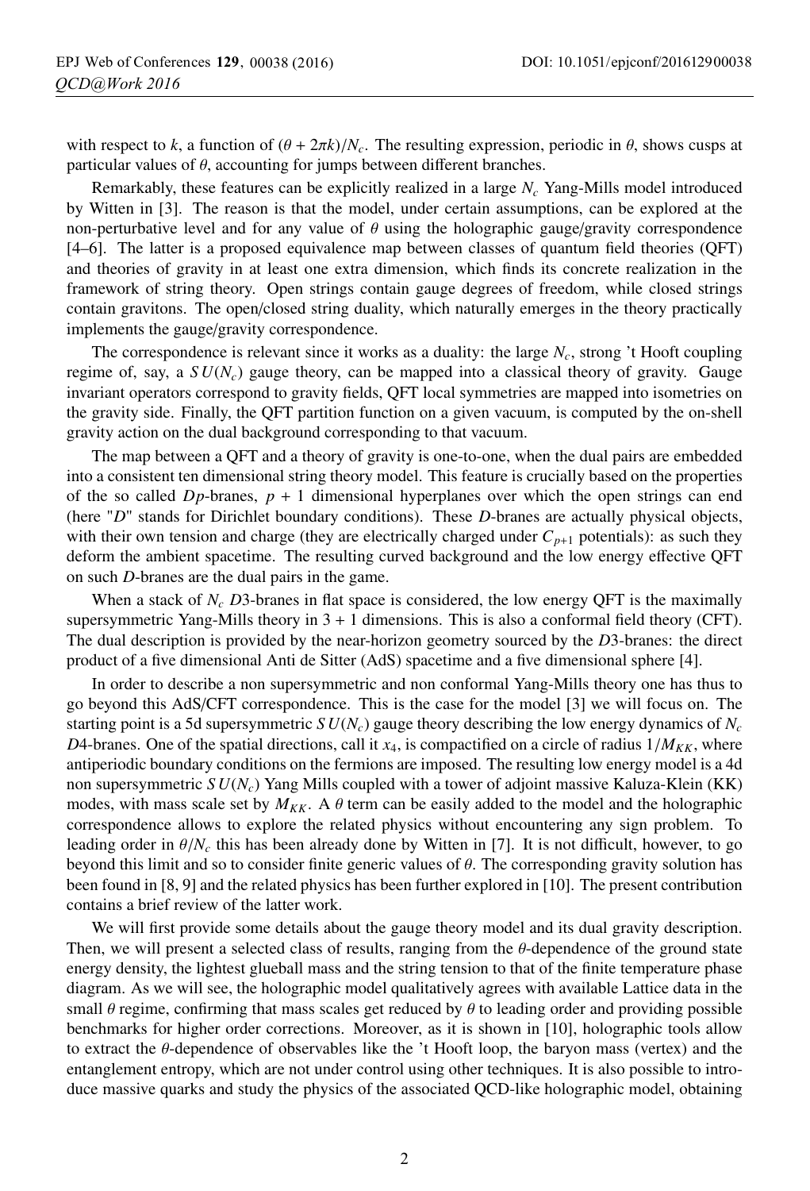with respect to $k$, a function of $(\theta + 2\pi k)/N_c$. The resulting expression, periodic in $\theta$, shows cusps at particular values of $\theta$, accounting for jumps between different branches.

Remarkably, these features can be explicitly realized in a large $N_c$ Yang-Mills model introduced by Witten in [3]. The reason is that the model, under certain assumptions, can be explored at the non-perturbative level and for any value of $\theta$ using the holographic gauge/gravity correspondence [4–6]. The latter is a proposed equivalence map between classes of quantum field theories (QFT) and theories of gravity in at least one extra dimension, which finds its concrete realization in the framework of string theory. Open strings contain gauge degrees of freedom, while closed strings contain gravitons. The open/closed string duality, which naturally emerges in the theory practically implements the gauge/gravity correspondence.

The correspondence is relevant since it works as a duality: the large $N_c$, strong 't Hooft coupling regime of, say, a $SU(N_c)$ gauge theory, can be mapped into a classical theory of gravity. Gauge invariant operators correspond to gravity fields, QFT local symmetries are mapped into isometries on the gravity side. Finally, the QFT partition function on a given vacuum, is computed by the on-shell gravity action on the dual background corresponding to that vacuum.

The map between a QFT and a theory of gravity is one-to-one, when the dual pairs are embedded into a consistent ten dimensional string theory model. This feature is crucially based on the properties of the so called $Dp$-branes, $p+1$ dimensional hyperplanes over which the open strings can end (here "$D$" stands for Dirichlet boundary conditions). These $D$-branes are actually physical objects, with their own tension and charge (they are electrically charged under $C_{p+1}$ potentials): as such they deform the ambient spacetime. The resulting curved background and the low energy effective QFT on such $D$-branes are the dual pairs in the game.

When a stack of $N_c$ $D3$-branes in flat space is considered, the low energy QFT is the maximally supersymmetric Yang-Mills theory in $3+1$ dimensions. This is also a conformal field theory (CFT). The dual description is provided by the near-horizon geometry sourced by the $D3$-branes: the direct product of a five dimensional Anti de Sitter (AdS) spacetime and a five dimensional sphere [4].

In order to describe a non supersymmetric and non conformal Yang-Mills theory one has thus to go beyond this AdS/CFT correspondence. This is the case for the model [3] we will focus on. The starting point is a 5d supersymmetric $SU(N_c)$ gauge theory describing the low energy dynamics of $N_c$ $D4$-branes. One of the spatial directions, call it $x_4$, is compactified on a circle of radius $1/M_{KK}$, where antiperiodic boundary conditions on the fermions are imposed. The resulting low energy model is a 4d non supersymmetric $SU(N_c)$ Yang Mills coupled with a tower of adjoint massive Kaluza-Klein (KK) modes, with mass scale set by $M_{KK}$. A $\theta$ term can be easily added to the model and the holographic correspondence allows to explore the related physics without encountering any sign problem. To leading order in $\theta/N_c$ this has been already done by Witten in [7]. It is not difficult, however, to go beyond this limit and so to consider finite generic values of $\theta$. The corresponding gravity solution has been found in [8, 9] and the related physics has been further explored in [10]. The present contribution contains a brief review of the latter work.

We will first provide some details about the gauge theory model and its dual gravity description. Then, we will present a selected class of results, ranging from the $\theta$-dependence of the ground state energy density, the lightest glueball mass and the string tension to that of the finite temperature phase diagram. As we will see, the holographic model qualitatively agrees with available Lattice data in the small $\theta$ regime, confirming that mass scales get reduced by $\theta$ to leading order and providing possible benchmarks for higher order corrections. Moreover, as it is shown in [10], holographic tools allow to extract the $\theta$-dependence of observables like the 't Hooft loop, the baryon mass (vertex) and the entanglement entropy, which are not under control using other techniques. It is also possible to introduce massive quarks and study the physics of the associated QCD-like holographic model, obtaining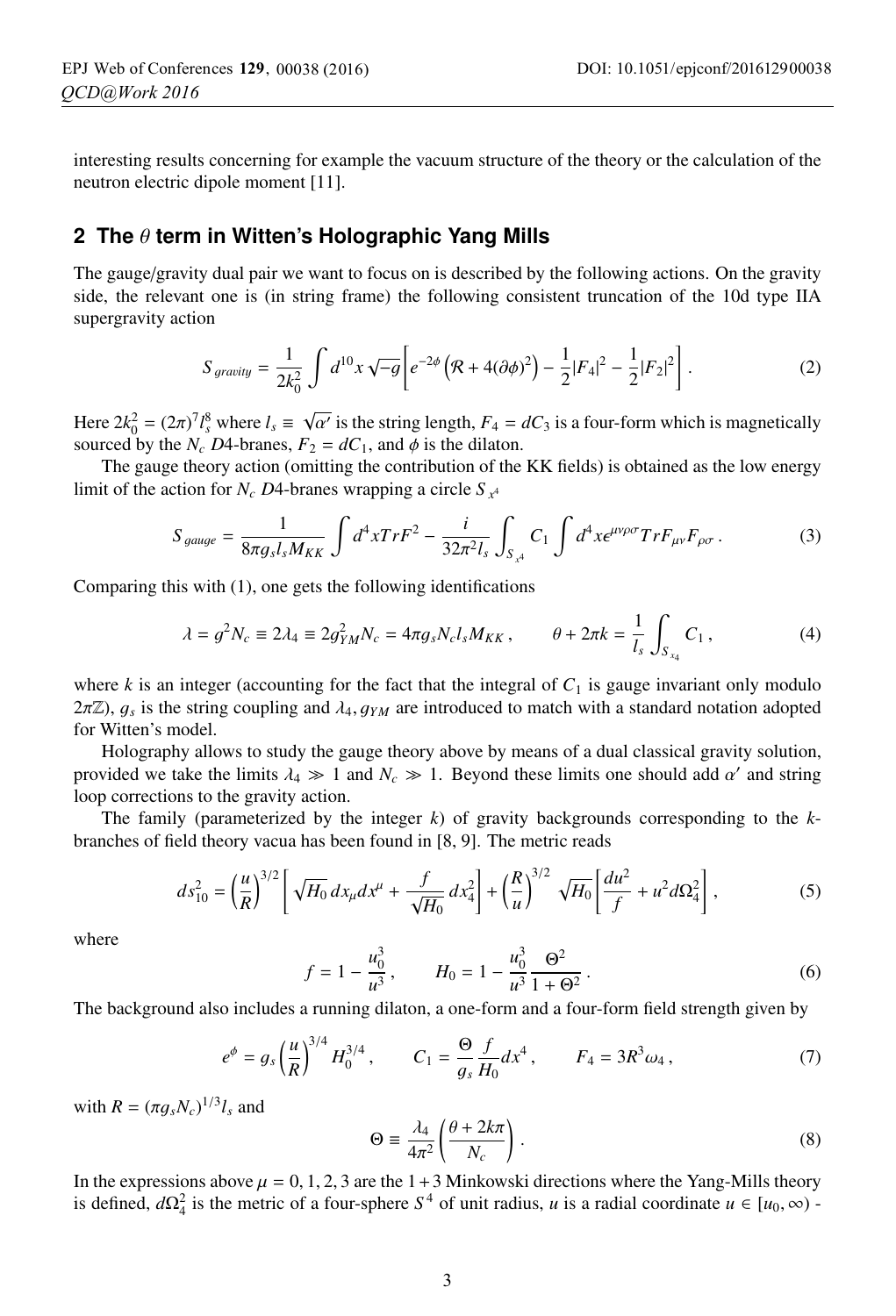interesting results concerning for example the vacuum structure of the theory or the calculation of the neutron electric dipole moment [11].

## 2 The $\theta$ term in Witten's Holographic Yang Mills

The gauge/gravity dual pair we want to focus on is described by the following actions. On the gravity side, the relevant one is (in string frame) the following consistent truncation of the 10d type IIA supergravity action

$$S_{gravity} = \frac{1}{2k_0^2}\int d^{10}x\sqrt{-g}\left[e^{-2\phi}\left(\mathcal{R}+4(\partial\phi)^2\right)-\frac{1}{2}|F_4|^2-\frac{1}{2}|F_2|^2\right]. \tag{2}$$

Here $2k_0^2 = (2\pi)^7 l_s^8$ where $l_s \equiv \sqrt{\alpha'}$ is the string length, $F_4 = dC_3$ is a four-form which is magnetically sourced by the $N_c$ $D4$-branes, $F_2 = dC_1$, and $\phi$ is the dilaton.

The gauge theory action (omitting the contribution of the KK fields) is obtained as the low energy limit of the action for $N_c$ $D4$-branes wrapping a circle $S_{x^4}$

$$S_{gauge} = \frac{1}{8\pi g_s l_s M_{KK}}\int d^4x TrF^2 - \frac{i}{32\pi^2 l_s}\int_{S_{x^4}} C_1 \int d^4x \epsilon^{\mu\nu\rho\sigma} Tr F_{\mu\nu}F_{\rho\sigma}. \tag{3}$$

Comparing this with (1), one gets the following identifications

$$\lambda = g^2 N_c \equiv 2\lambda_4 \equiv 2g_{YM}^2 N_c = 4\pi g_s N_c l_s M_{KK}, \qquad \theta + 2\pi k = \frac{1}{l_s}\int_{S_{x_4}} C_1, \tag{4}$$

where $k$ is an integer (accounting for the fact that the integral of $C_1$ is gauge invariant only modulo $2\pi\mathbb{Z}$), $g_s$ is the string coupling and $\lambda_4, g_{YM}$ are introduced to match with a standard notation adopted for Witten's model.

Holography allows to study the gauge theory above by means of a dual classical gravity solution, provided we take the limits $\lambda_4 \gg 1$ and $N_c \gg 1$. Beyond these limits one should add $\alpha'$ and string loop corrections to the gravity action.

The family (parameterized by the integer $k$) of gravity backgrounds corresponding to the $k$-branches of field theory vacua has been found in [8, 9]. The metric reads

$$ds_{10}^2 = \left(\frac{u}{R}\right)^{3/2}\left[\sqrt{H_0}\,dx_\mu dx^\mu + \frac{f}{\sqrt{H_0}}dx_4^2\right] + \left(\frac{R}{u}\right)^{3/2}\sqrt{H_0}\left[\frac{du^2}{f} + u^2 d\Omega_4^2\right], \tag{5}$$

where

$$f = 1 - \frac{u_0^3}{u^3}, \qquad H_0 = 1 - \frac{u_0^3}{u^3}\frac{\Theta^2}{1+\Theta^2}. \tag{6}$$

The background also includes a running dilaton, a one-form and a four-form field strength given by

$$e^\phi = g_s\left(\frac{u}{R}\right)^{3/4} H_0^{3/4}, \qquad C_1 = \frac{\Theta}{g_s}\frac{f}{H_0}dx^4, \qquad F_4 = 3R^3\omega_4, \tag{7}$$

with $R = (\pi g_s N_c)^{1/3} l_s$ and

$$\Theta \equiv \frac{\lambda_4}{4\pi^2}\left(\frac{\theta + 2k\pi}{N_c}\right). \tag{8}$$

In the expressions above $\mu = 0, 1, 2, 3$ are the $1+3$ Minkowski directions where the Yang-Mills theory is defined, $d\Omega_4^2$ is the metric of a four-sphere $S^4$ of unit radius, $u$ is a radial coordinate $u \in [u_0, \infty)$ -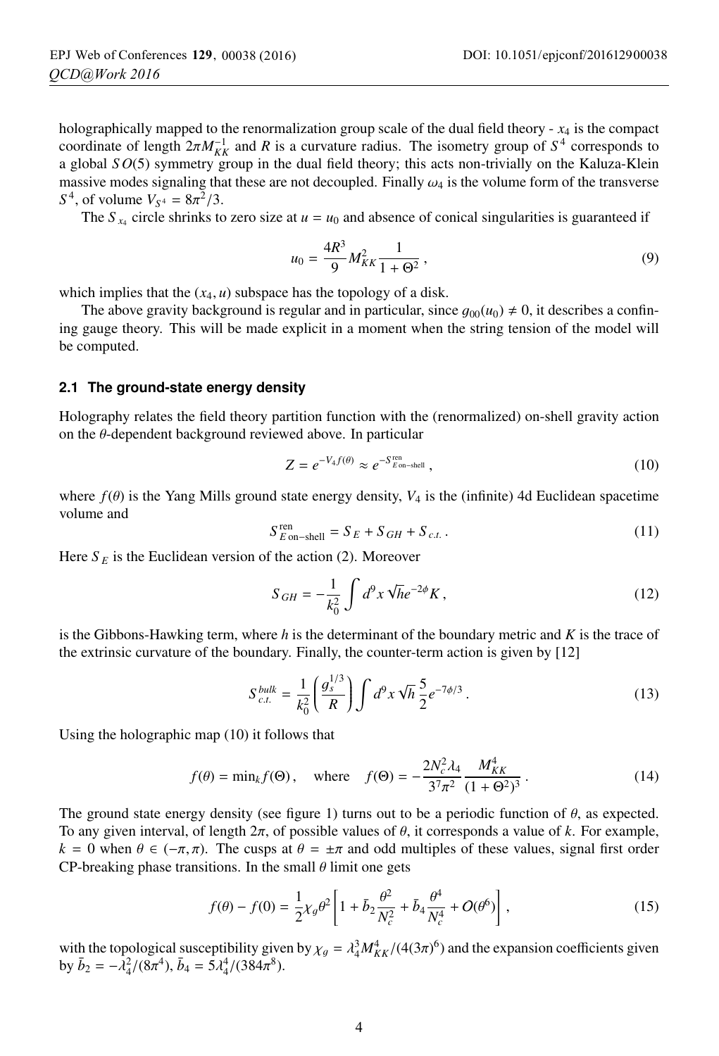holographically mapped to the renormalization group scale of the dual field theory - $x_4$ is the compact coordinate of length $2\pi M_{KK}^{-1}$ and $R$ is a curvature radius. The isometry group of $S^4$ corresponds to a global $SO(5)$ symmetry group in the dual field theory; this acts non-trivially on the Kaluza-Klein massive modes signaling that these are not decoupled. Finally $\omega_4$ is the volume form of the transverse $S^4$, of volume $V_{S^4} = 8\pi^2/3$.

The $S_{x_4}$ circle shrinks to zero size at $u = u_0$ and absence of conical singularities is guaranteed if

$$u_0 = \frac{4R^3}{9} M_{KK}^2 \frac{1}{1+\Theta^2}\,, \tag{9}$$

which implies that the $(x_4, u)$ subspace has the topology of a disk.

The above gravity background is regular and in particular, since $g_{00}(u_0) \neq 0$, it describes a confining gauge theory. This will be made explicit in a moment when the string tension of the model will be computed.

### 2.1 The ground-state energy density

Holography relates the field theory partition function with the (renormalized) on-shell gravity action on the $\theta$-dependent background reviewed above. In particular

$$Z = e^{-V_4 f(\theta)} \approx e^{-S^{\rm ren}_{E\,{\rm on-shell}}}\,, \tag{10}$$

where $f(\theta)$ is the Yang Mills ground state energy density, $V_4$ is the (infinite) 4d Euclidean spacetime volume and

$$S^{\rm ren}_{E\,{\rm on-shell}} = S_E + S_{GH} + S_{c.t.}\,. \tag{11}$$

Here $S_E$ is the Euclidean version of the action (2). Moreover

$$S_{GH} = -\frac{1}{k_0^2}\int d^9x\,\sqrt{h}e^{-2\phi}K\,, \tag{12}$$

is the Gibbons-Hawking term, where $h$ is the determinant of the boundary metric and $K$ is the trace of the extrinsic curvature of the boundary. Finally, the counter-term action is given by [12]

$$S^{bulk}_{c.t.} = \frac{1}{k_0^2}\left(\frac{g_s^{1/3}}{R}\right)\int d^9x\,\sqrt{h}\,\frac{5}{2}e^{-7\phi/3}\,. \tag{13}$$

Using the holographic map (10) it follows that

$$f(\theta) = {\rm min}_k f(\Theta)\,, \quad \text{where} \quad f(\Theta) = -\frac{2N_c^2\lambda_4}{3^7\pi^2}\frac{M_{KK}^4}{(1+\Theta^2)^3}\,. \tag{14}$$

The ground state energy density (see figure 1) turns out to be a periodic function of $\theta$, as expected. To any given interval, of length $2\pi$, of possible values of $\theta$, it corresponds a value of $k$. For example, $k = 0$ when $\theta \in (-\pi, \pi)$. The cusps at $\theta = \pm\pi$ and odd multiples of these values, signal first order CP-breaking phase transitions. In the small $\theta$ limit one gets

$$f(\theta) - f(0) = \frac{1}{2}\chi_g\theta^2\left[1 + \bar{b}_2\frac{\theta^2}{N_c^2} + \bar{b}_4\frac{\theta^4}{N_c^4} + O(\theta^6)\right], \tag{15}$$

with the topological susceptibility given by $\chi_g = \lambda_4^3 M_{KK}^4/(4(3\pi)^6)$ and the expansion coefficients given by $\bar{b}_2 = -\lambda_4^2/(8\pi^4)$, $\bar{b}_4 = 5\lambda_4^4/(384\pi^8)$.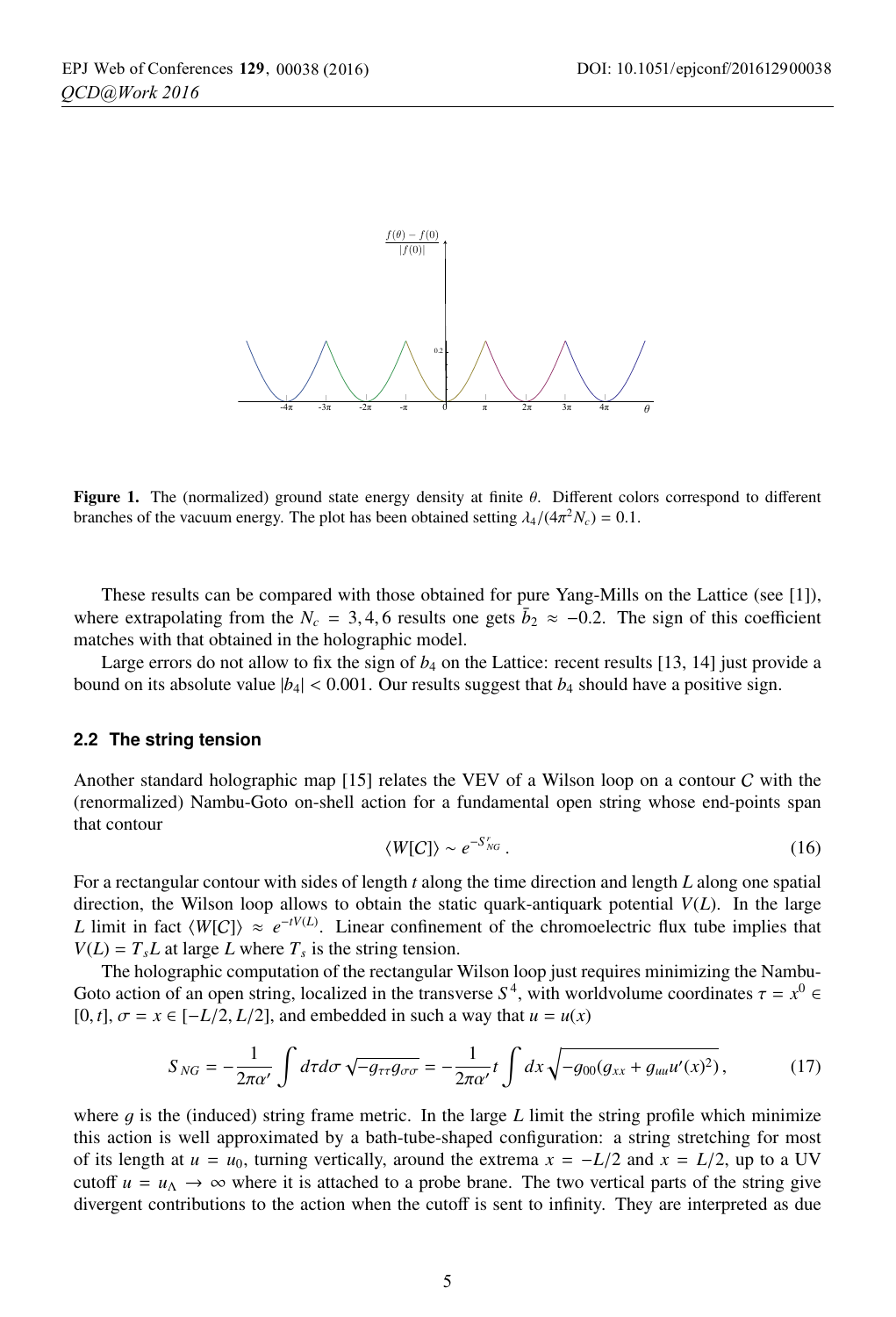**Figure 1.** The (normalized) ground state energy density at finite $\theta$. Different colors correspond to different branches of the vacuum energy. The plot has been obtained setting $\lambda_4/(4\pi^2 N_c) = 0.1$.

These results can be compared with those obtained for pure Yang-Mills on the Lattice (see [1]), where extrapolating from the $N_c = 3, 4, 6$ results one gets $\bar{b}_2 \approx -0.2$. The sign of this coefficient matches with that obtained in the holographic model.

Large errors do not allow to fix the sign of $b_4$ on the Lattice: recent results [13, 14] just provide a bound on its absolute value $|b_4| < 0.001$. Our results suggest that $b_4$ should have a positive sign.

### 2.2 The string tension

Another standard holographic map [15] relates the VEV of a Wilson loop on a contour $C$ with the (renormalized) Nambu-Goto on-shell action for a fundamental open string whose end-points span that contour

$$\langle W[C] \rangle \sim e^{-S^r_{NG}} . \tag{16}$$

For a rectangular contour with sides of length $t$ along the time direction and length $L$ along one spatial direction, the Wilson loop allows to obtain the static quark-antiquark potential $V(L)$. In the large $L$ limit in fact $\langle W[C] \rangle \approx e^{-tV(L)}$. Linear confinement of the chromoelectric flux tube implies that $V(L) = T_s L$ at large $L$ where $T_s$ is the string tension.

The holographic computation of the rectangular Wilson loop just requires minimizing the Nambu-Goto action of an open string, localized in the transverse $S^4$, with worldvolume coordinates $\tau = x^0 \in [0, t]$, $\sigma = x \in [-L/2, L/2]$, and embedded in such a way that $u = u(x)$

$$S_{NG} = -\frac{1}{2\pi\alpha'} \int d\tau d\sigma \sqrt{-g_{\tau\tau} g_{\sigma\sigma}} = -\frac{1}{2\pi\alpha'} t \int dx \sqrt{-g_{00}(g_{xx} + g_{uu} u'(x)^2)} , \tag{17}$$

where $g$ is the (induced) string frame metric. In the large $L$ limit the string profile which minimize this action is well approximated by a bath-tube-shaped configuration: a string stretching for most of its length at $u = u_0$, turning vertically, around the extrema $x = -L/2$ and $x = L/2$, up to a UV cutoff $u = u_\Lambda \to \infty$ where it is attached to a probe brane. The two vertical parts of the string give divergent contributions to the action when the cutoff is sent to infinity. They are interpreted as due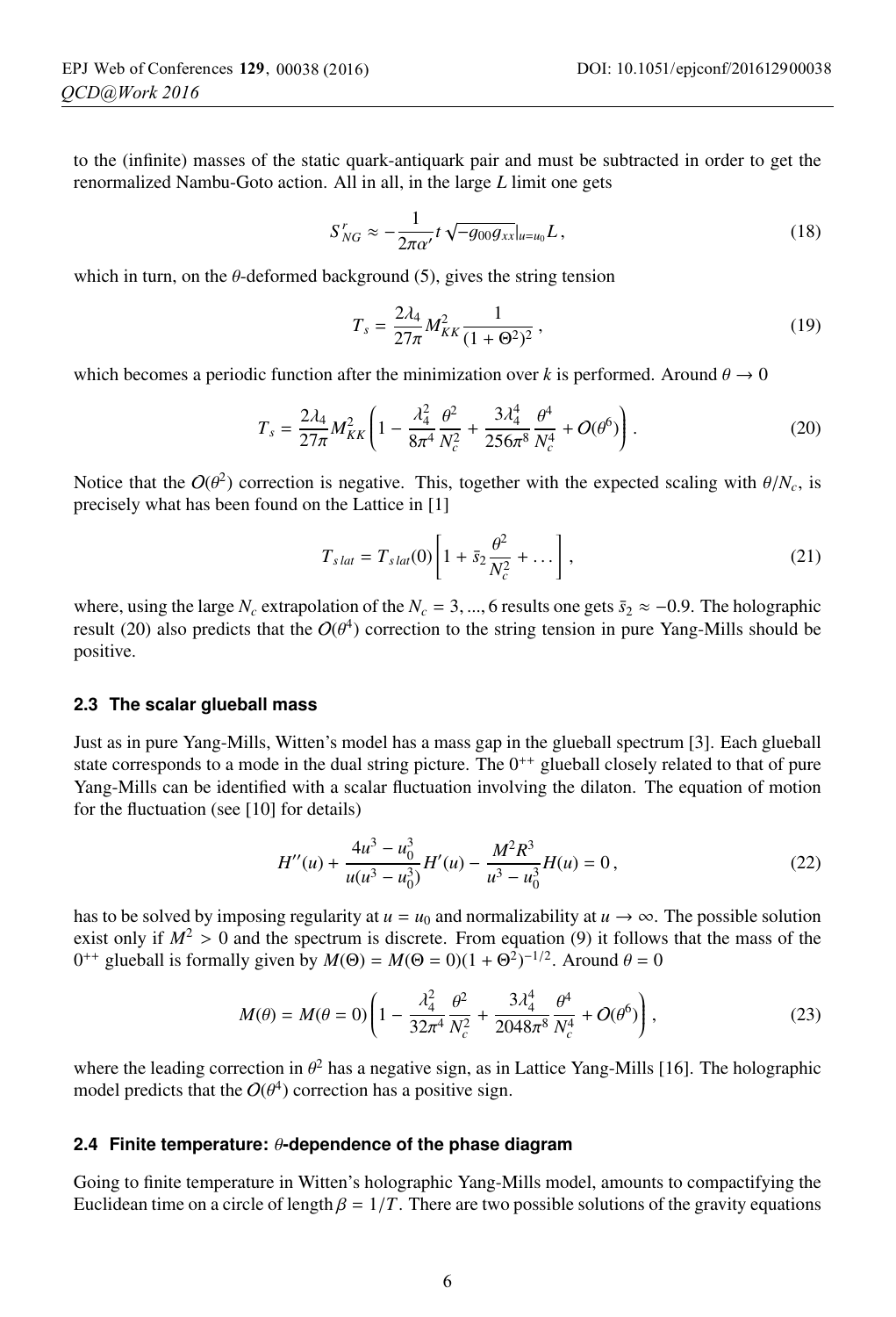to the (infinite) masses of the static quark-antiquark pair and must be subtracted in order to get the renormalized Nambu-Goto action. All in all, in the large $L$ limit one gets

$$S^r_{NG} \approx -\frac{1}{2\pi\alpha'} t \sqrt{-g_{00} g_{xx}}|_{u=u_0} L \,, \tag{18}$$

which in turn, on the $\theta$-deformed background (5), gives the string tension

$$T_s = \frac{2\lambda_4}{27\pi} M^2_{KK} \frac{1}{(1+\Theta^2)^2} \,, \tag{19}$$

which becomes a periodic function after the minimization over $k$ is performed. Around $\theta \to 0$

$$T_s = \frac{2\lambda_4}{27\pi} M^2_{KK} \left(1 - \frac{\lambda_4^2}{8\pi^4} \frac{\theta^2}{N_c^2} + \frac{3\lambda_4^4}{256\pi^8} \frac{\theta^4}{N_c^4} + O(\theta^6)\right) . \tag{20}$$

Notice that the $O(\theta^2)$ correction is negative. This, together with the expected scaling with $\theta/N_c$, is precisely what has been found on the Lattice in [1]

$$T_{s\,lat} = T_{s\,lat}(0) \left[1 + \bar{s}_2 \frac{\theta^2}{N_c^2} + \dots \right] , \tag{21}$$

where, using the large $N_c$ extrapolation of the $N_c = 3, ..., 6$ results one gets $\bar{s}_2 \approx -0.9$. The holographic result (20) also predicts that the $O(\theta^4)$ correction to the string tension in pure Yang-Mills should be positive.

### 2.3 The scalar glueball mass

Just as in pure Yang-Mills, Witten's model has a mass gap in the glueball spectrum [3]. Each glueball state corresponds to a mode in the dual string picture. The $0^{++}$ glueball closely related to that of pure Yang-Mills can be identified with a scalar fluctuation involving the dilaton. The equation of motion for the fluctuation (see [10] for details)

$$H''(u) + \frac{4u^3 - u_0^3}{u(u^3 - u_0^3)} H'(u) - \frac{M^2 R^3}{u^3 - u_0^3} H(u) = 0 \,, \tag{22}$$

has to be solved by imposing regularity at $u = u_0$ and normalizability at $u \to \infty$. The possible solution exist only if $M^2 > 0$ and the spectrum is discrete. From equation (9) it follows that the mass of the $0^{++}$ glueball is formally given by $M(\Theta) = M(\Theta = 0)(1 + \Theta^2)^{-1/2}$. Around $\theta = 0$

$$M(\theta) = M(\theta = 0) \left(1 - \frac{\lambda_4^2}{32\pi^4} \frac{\theta^2}{N_c^2} + \frac{3\lambda_4^4}{2048\pi^8} \frac{\theta^4}{N_c^4} + O(\theta^6)\right) , \tag{23}$$

where the leading correction in $\theta^2$ has a negative sign, as in Lattice Yang-Mills [16]. The holographic model predicts that the $O(\theta^4)$ correction has a positive sign.

### 2.4 Finite temperature: $\theta$-dependence of the phase diagram

Going to finite temperature in Witten's holographic Yang-Mills model, amounts to compactifying the Euclidean time on a circle of length $\beta = 1/T$. There are two possible solutions of the gravity equations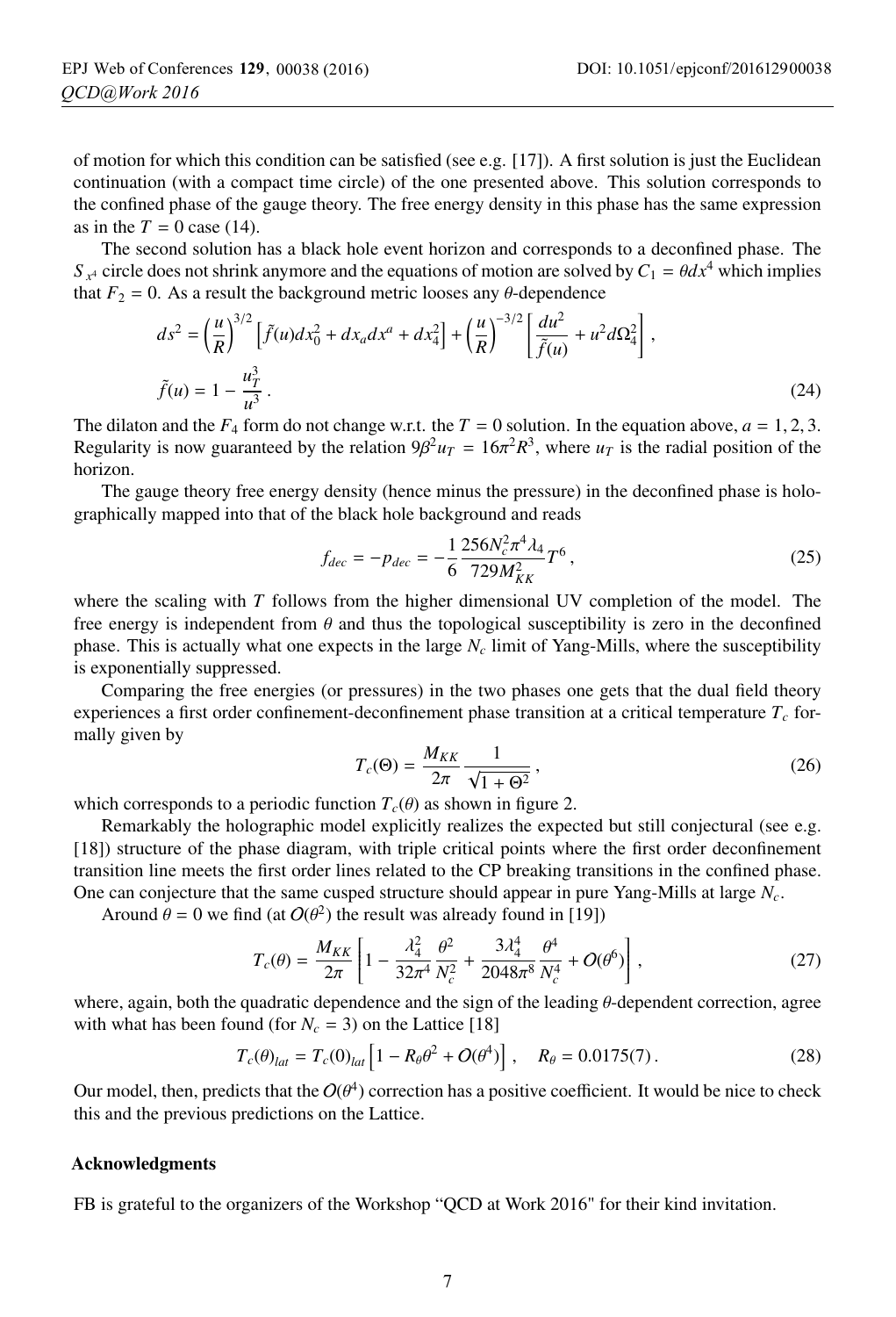of motion for which this condition can be satisfied (see e.g. [17]). A first solution is just the Euclidean continuation (with a compact time circle) of the one presented above. This solution corresponds to the confined phase of the gauge theory. The free energy density in this phase has the same expression as in the $T = 0$ case (14).

The second solution has a black hole event horizon and corresponds to a deconfined phase. The $S_{x^4}$ circle does not shrink anymore and the equations of motion are solved by $C_1 = \theta dx^4$ which implies that $F_2 = 0$. As a result the background metric looses any $\theta$-dependence

$$
ds^2 = \left(\frac{u}{R}\right)^{3/2}\left[\tilde{f}(u)dx_0^2 + dx_a dx^a + dx_4^2\right] + \left(\frac{u}{R}\right)^{-3/2}\left[\frac{du^2}{\tilde{f}(u)} + u^2 d\Omega_4^2\right],
$$
$$
\tilde{f}(u) = 1 - \frac{u_T^3}{u^3}. \tag{24}
$$

The dilaton and the $F_4$ form do not change w.r.t. the $T = 0$ solution. In the equation above, $a = 1, 2, 3$. Regularity is now guaranteed by the relation $9\beta^2 u_T = 16\pi^2 R^3$, where $u_T$ is the radial position of the horizon.

The gauge theory free energy density (hence minus the pressure) in the deconfined phase is holographically mapped into that of the black hole background and reads

$$
f_{dec} = -p_{dec} = -\frac{1}{6}\frac{256 N_c^2 \pi^4 \lambda_4}{729 M_{KK}^2} T^6, \tag{25}
$$

where the scaling with $T$ follows from the higher dimensional UV completion of the model. The free energy is independent from $\theta$ and thus the topological susceptibility is zero in the deconfined phase. This is actually what one expects in the large $N_c$ limit of Yang-Mills, where the susceptibility is exponentially suppressed.

Comparing the free energies (or pressures) in the two phases one gets that the dual field theory experiences a first order confinement-deconfinement phase transition at a critical temperature $T_c$ formally given by

$$
T_c(\Theta) = \frac{M_{KK}}{2\pi}\frac{1}{\sqrt{1+\Theta^2}}, \tag{26}
$$

which corresponds to a periodic function $T_c(\theta)$ as shown in figure 2.

Remarkably the holographic model explicitly realizes the expected but still conjectural (see e.g. [18]) structure of the phase diagram, with triple critical points where the first order deconfinement transition line meets the first order lines related to the CP breaking transitions in the confined phase. One can conjecture that the same cusped structure should appear in pure Yang-Mills at large $N_c$.

Around $\theta = 0$ we find (at $O(\theta^2)$ the result was already found in [19])

$$
T_c(\theta) = \frac{M_{KK}}{2\pi}\left[1 - \frac{\lambda_4^2}{32\pi^4}\frac{\theta^2}{N_c^2} + \frac{3\lambda_4^4}{2048\pi^8}\frac{\theta^4}{N_c^4} + O(\theta^6)\right], \tag{27}
$$

where, again, both the quadratic dependence and the sign of the leading $\theta$-dependent correction, agree with what has been found (for $N_c = 3$) on the Lattice [18]

$$
T_c(\theta)_{lat} = T_c(0)_{lat}\left[1 - R_\theta \theta^2 + O(\theta^4)\right], \quad R_\theta = 0.0175(7). \tag{28}
$$

Our model, then, predicts that the $O(\theta^4)$ correction has a positive coefficient. It would be nice to check this and the previous predictions on the Lattice.

## Acknowledgments

FB is grateful to the organizers of the Workshop "QCD at Work 2016" for their kind invitation.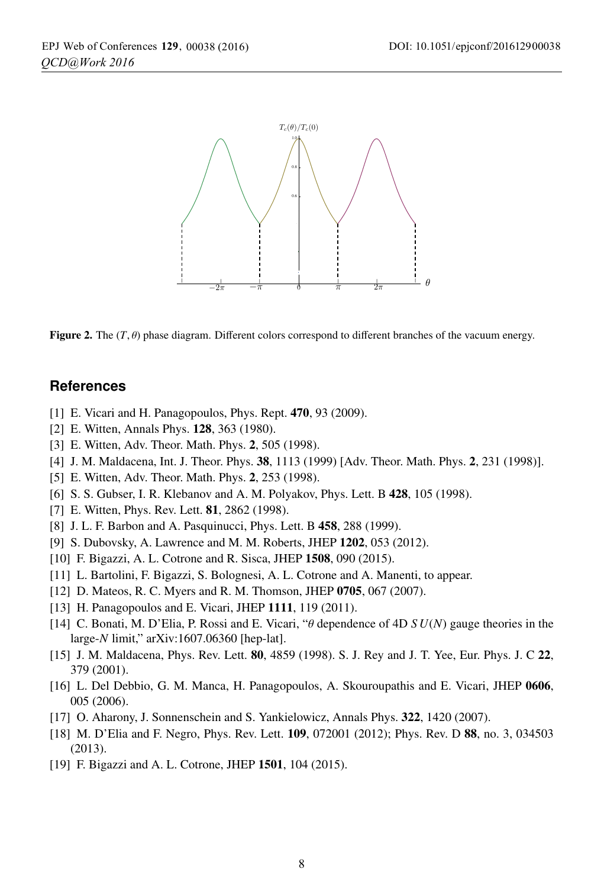$T_c(\theta)/T_c(0)$

1.0

0.8

0.6

$-2\pi$ $-\pi$ $0$ $\pi$ $2\pi$ $\theta$

**Figure 2.** The $(T, \theta)$ phase diagram. Different colors correspond to different branches of the vacuum energy.

## References

[1] E. Vicari and H. Panagopoulos, Phys. Rept. **470**, 93 (2009).

[2] E. Witten, Annals Phys. **128**, 363 (1980).

[3] E. Witten, Adv. Theor. Math. Phys. **2**, 505 (1998).

[4] J. M. Maldacena, Int. J. Theor. Phys. **38**, 1113 (1999) [Adv. Theor. Math. Phys. **2**, 231 (1998)].

[5] E. Witten, Adv. Theor. Math. Phys. **2**, 253 (1998).

[6] S. S. Gubser, I. R. Klebanov and A. M. Polyakov, Phys. Lett. B **428**, 105 (1998).

[7] E. Witten, Phys. Rev. Lett. **81**, 2862 (1998).

[8] J. L. F. Barbon and A. Pasquinucci, Phys. Lett. B **458**, 288 (1999).

[9] S. Dubovsky, A. Lawrence and M. M. Roberts, JHEP **1202**, 053 (2012).

[10] F. Bigazzi, A. L. Cotrone and R. Sisca, JHEP **1508**, 090 (2015).

[11] L. Bartolini, F. Bigazzi, S. Bolognesi, A. L. Cotrone and A. Manenti, to appear.

[12] D. Mateos, R. C. Myers and R. M. Thomson, JHEP **0705**, 067 (2007).

[13] H. Panagopoulos and E. Vicari, JHEP **1111**, 119 (2011).

[14] C. Bonati, M. D'Elia, P. Rossi and E. Vicari, "$\theta$ dependence of 4D $SU(N)$ gauge theories in the large-$N$ limit," arXiv:1607.06360 [hep-lat].

[15] J. M. Maldacena, Phys. Rev. Lett. **80**, 4859 (1998). S. J. Rey and J. T. Yee, Eur. Phys. J. C **22**, 379 (2001).

[16] L. Del Debbio, G. M. Manca, H. Panagopoulos, A. Skouroupathis and E. Vicari, JHEP **0606**, 005 (2006).

[17] O. Aharony, J. Sonnenschein and S. Yankielowicz, Annals Phys. **322**, 1420 (2007).

[18] M. D'Elia and F. Negro, Phys. Rev. Lett. **109**, 072001 (2012); Phys. Rev. D **88**, no. 3, 034503 (2013).

[19] F. Bigazzi and A. L. Cotrone, JHEP **1501**, 104 (2015).